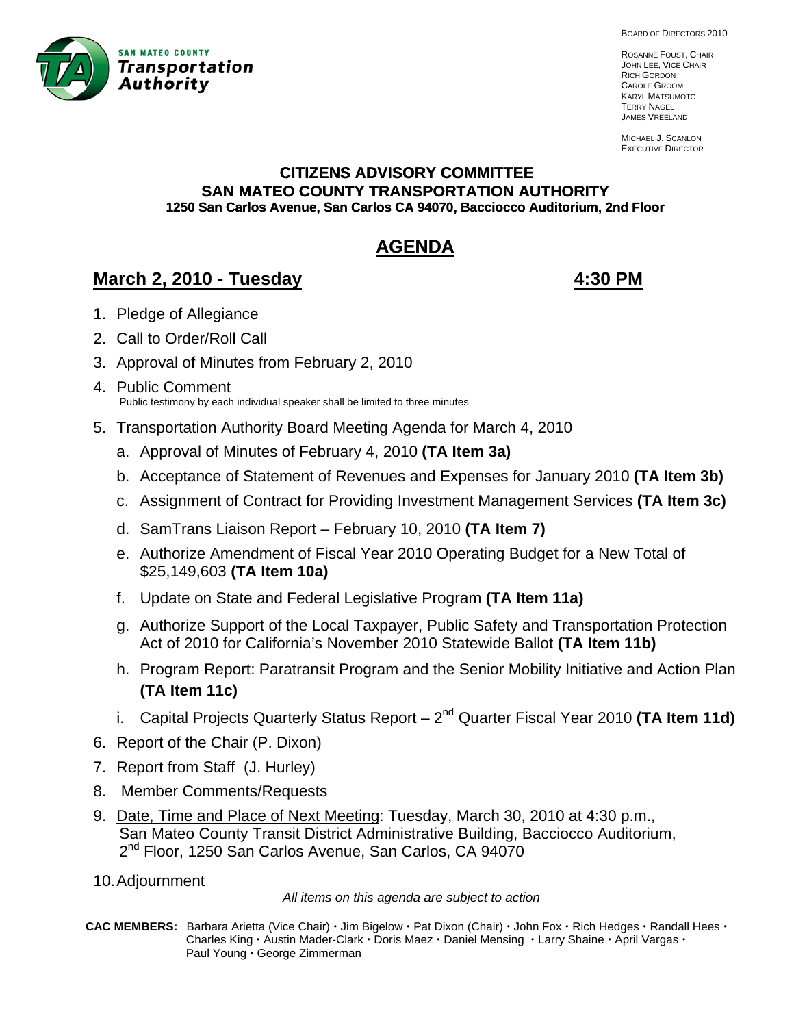SAN MATEO COUNTY **Transportation Authority**

BOARD OF DIRECTORS 2010

ROSANNE FOUST, CHAIR
JOHN LEE, VICE CHAIR
RICH GORDON
CAROLE GROOM
KARYL MATSUMOTO
TERRY NAGEL
JAMES VREELAND

MICHAEL J. SCANLON
EXECUTIVE DIRECTOR

**CITIZENS ADVISORY COMMITTEE**
**SAN MATEO COUNTY TRANSPORTATION AUTHORITY**
**1250 San Carlos Avenue, San Carlos CA 94070, Bacciocco Auditorium, 2nd Floor**

# AGENDA

## March 2, 2010 - Tuesday    4:30 PM

1. Pledge of Allegiance
2. Call to Order/Roll Call
3. Approval of Minutes from February 2, 2010
4. Public Comment
   Public testimony by each individual speaker shall be limited to three minutes
5. Transportation Authority Board Meeting Agenda for March 4, 2010
   a. Approval of Minutes of February 4, 2010 **(TA Item 3a)**
   b. Acceptance of Statement of Revenues and Expenses for January 2010 **(TA Item 3b)**
   c. Assignment of Contract for Providing Investment Management Services **(TA Item 3c)**
   d. SamTrans Liaison Report – February 10, 2010 **(TA Item 7)**
   e. Authorize Amendment of Fiscal Year 2010 Operating Budget for a New Total of $25,149,603 **(TA Item 10a)**
   f. Update on State and Federal Legislative Program **(TA Item 11a)**
   g. Authorize Support of the Local Taxpayer, Public Safety and Transportation Protection Act of 2010 for California's November 2010 Statewide Ballot **(TA Item 11b)**
   h. Program Report: Paratransit Program and the Senior Mobility Initiative and Action Plan **(TA Item 11c)**
   i. Capital Projects Quarterly Status Report – 2nd Quarter Fiscal Year 2010 **(TA Item 11d)**
6. Report of the Chair (P. Dixon)
7. Report from Staff (J. Hurley)
8. Member Comments/Requests
9. Date, Time and Place of Next Meeting: Tuesday, March 30, 2010 at 4:30 p.m., San Mateo County Transit District Administrative Building, Bacciocco Auditorium, 2nd Floor, 1250 San Carlos Avenue, San Carlos, CA 94070
10. Adjournment

*All items on this agenda are subject to action*

**CAC MEMBERS:** Barbara Arietta (Vice Chair) • Jim Bigelow • Pat Dixon (Chair) • John Fox • Rich Hedges • Randall Hees • Charles King • Austin Mader-Clark • Doris Maez • Daniel Mensing • Larry Shaine • April Vargas • Paul Young • George Zimmerman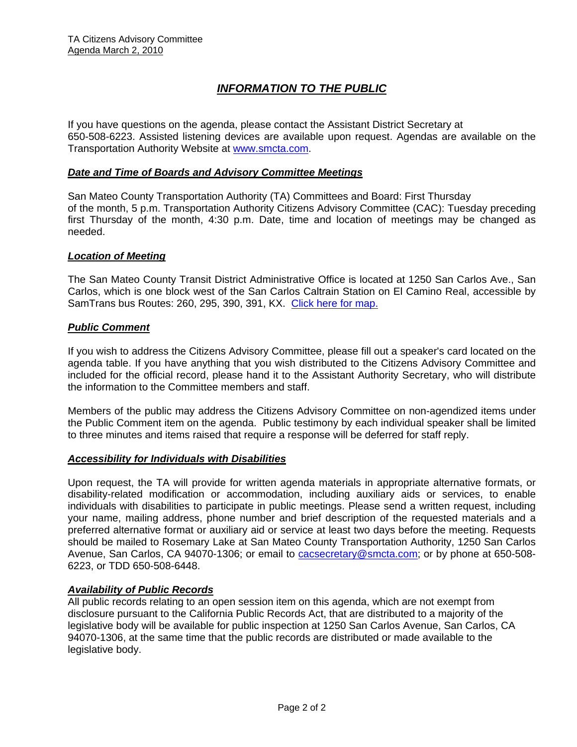TA Citizens Advisory Committee
Agenda March 2, 2010

## *INFORMATION TO THE PUBLIC*

If you have questions on the agenda, please contact the Assistant District Secretary at 650-508-6223. Assisted listening devices are available upon request. Agendas are available on the Transportation Authority Website at [www.smcta.com](http://www.smcta.com).

### *Date and Time of Boards and Advisory Committee Meetings*

San Mateo County Transportation Authority (TA) Committees and Board: First Thursday of the month, 5 p.m. Transportation Authority Citizens Advisory Committee (CAC): Tuesday preceding first Thursday of the month, 4:30 p.m. Date, time and location of meetings may be changed as needed.

### *Location of Meeting*

The San Mateo County Transit District Administrative Office is located at 1250 San Carlos Ave., San Carlos, which is one block west of the San Carlos Caltrain Station on El Camino Real, accessible by SamTrans bus Routes: 260, 295, 390, 391, KX. Click here for map.

### *Public Comment*

If you wish to address the Citizens Advisory Committee, please fill out a speaker's card located on the agenda table. If you have anything that you wish distributed to the Citizens Advisory Committee and included for the official record, please hand it to the Assistant Authority Secretary, who will distribute the information to the Committee members and staff.

Members of the public may address the Citizens Advisory Committee on non-agendized items under the Public Comment item on the agenda. Public testimony by each individual speaker shall be limited to three minutes and items raised that require a response will be deferred for staff reply.

### *Accessibility for Individuals with Disabilities*

Upon request, the TA will provide for written agenda materials in appropriate alternative formats, or disability-related modification or accommodation, including auxiliary aids or services, to enable individuals with disabilities to participate in public meetings. Please send a written request, including your name, mailing address, phone number and brief description of the requested materials and a preferred alternative format or auxiliary aid or service at least two days before the meeting. Requests should be mailed to Rosemary Lake at San Mateo County Transportation Authority, 1250 San Carlos Avenue, San Carlos, CA 94070-1306; or email to [cacsecretary@smcta.com](mailto:cacsecretary@smcta.com); or by phone at 650-508-6223, or TDD 650-508-6448.

### *Availability of Public Records*

All public records relating to an open session item on this agenda, which are not exempt from disclosure pursuant to the California Public Records Act, that are distributed to a majority of the legislative body will be available for public inspection at 1250 San Carlos Avenue, San Carlos, CA 94070-1306, at the same time that the public records are distributed or made available to the legislative body.